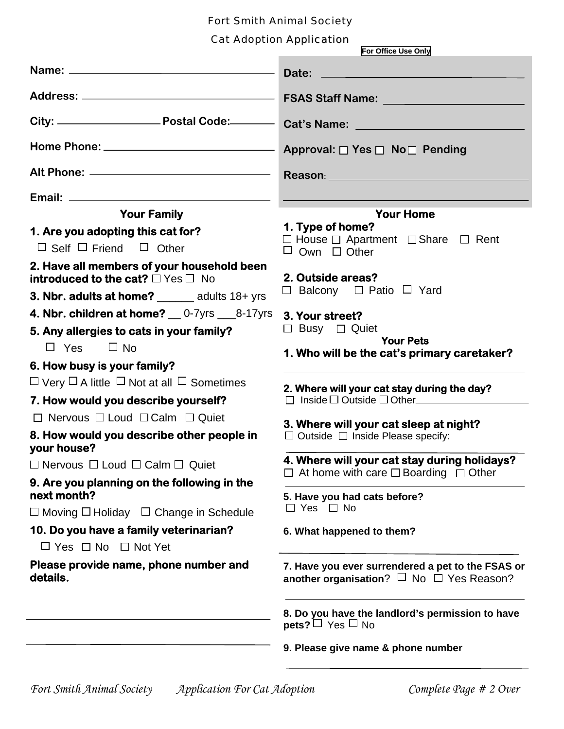# Fort Smith Animal Society

## Cat Adoption Application

**Name:** ______________________________

**Address:** ______________________________

**City:** ________________ **Postal Code:** ________

**Home Phone:** ______________________________

**Alt Phone:** ______________________________

**Email:** ______________________________

**For Office Use Only**

**Date:** ______________________________

**FSAS Staff Name:** ______________________________

**Cat's Name:** ______________________________

**Approval:** ☐ **Yes** ☐ **No** ☐ **Pending**

**Reason:** ______________________________

______________________________

### Your Family

**1. Are you adopting this cat for?**
☐ Self ☐ Friend ☐ Other

**2. Have all members of your household been introduced to the cat?** ☐ Yes ☐ No

**3. Nbr. adults at home?** ______ adults 18+ yrs

**4. Nbr. children at home?** __ 0-7yrs ___8-17yrs

**5. Any allergies to cats in your family?**
☐ Yes ☐ No

**6. How busy is your family?**
☐ Very ☐ A little ☐ Not at all ☐ Sometimes

**7. How would you describe yourself?**
☐ Nervous ☐ Loud ☐ Calm ☐ Quiet

**8. How would you describe other people in your house?**
☐ Nervous ☐ Loud ☐ Calm ☐ Quiet

**9. Are you planning on the following in the next month?**
☐ Moving ☐ Holiday ☐ Change in Schedule

**10. Do you have a family veterinarian?**
☐ Yes ☐ No ☐ Not Yet

**Please provide name, phone number and details.** ______________________________

______________________________

______________________________

______________________________

### Your Home

**1. Type of home?**
☐ House ☐ Apartment ☐ Share ☐ Rent
☐ Own ☐ Other

**2. Outside areas?**
☐ Balcony ☐ Patio ☐ Yard

**3. Your street?**
☐ Busy ☐ Quiet

### Your Pets

**1. Who will be the cat's primary caretaker?**

______________________________

**2. Where will your cat stay during the day?**
☐ Inside ☐ Outside ☐ Other______________________________

**3. Where will your cat sleep at night?**
☐ Outside ☐ Inside Please specify:

______________________________

**4. Where will your cat stay during holidays?**
☐ At home with care ☐ Boarding ☐ Other

______________________________

**5. Have you had cats before?**
☐ Yes ☐ No

**6. What happened to them?**

______________________________

**7. Have you ever surrendered a pet to the FSAS or another organisation?** ☐ No ☐ Yes Reason?

______________________________

**8. Do you have the landlord's permission to have pets?** ☐ Yes ☐ No

**9. Please give name & phone number**

______________________________

*Fort Smith Animal Society Application For Cat Adoption Complete Page # 2 Over*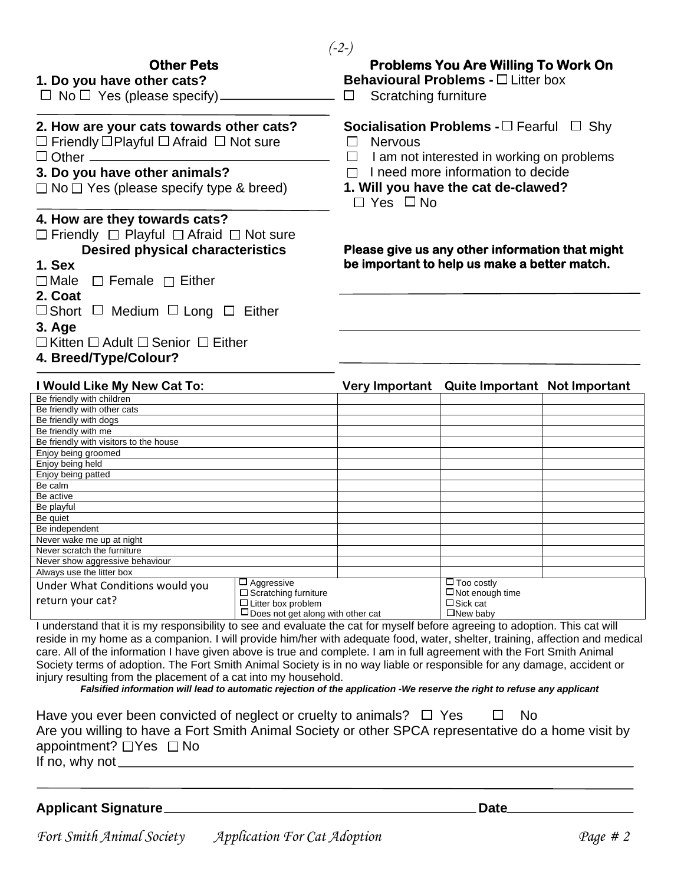## Other Pets

**1. Do you have other cats?**
☐ No ☐ Yes (please specify) ________________

________________________________

**2. How are your cats towards other cats?**
☐ Friendly ☐ Playful ☐ Afraid ☐ Not sure
☐ Other ________________________________

**3. Do you have other animals?**
☐ No ☐ Yes (please specify type & breed)

________________________________

**4. How are they towards cats?**
☐ Friendly ☐ Playful ☐ Afraid ☐ Not sure

## Desired physical characteristics

**1. Sex**
☐ Male ☐ Female ☐ Either

**2. Coat**
☐ Short ☐ Medium ☐ Long ☐ Either

**3. Age**
☐ Kitten ☐ Adult ☐ Senior ☐ Either

**4. Breed/Type/Colour?**

________________________________

## Problems You Are Willing To Work On

**Behavioural Problems -** ☐ Litter box
☐ Scratching furniture

**Socialisation Problems -** ☐ Fearful ☐ Shy
☐ Nervous
☐ I am not interested in working on problems
☐ I need more information to decide

**1. Will you have the cat de-clawed?**
☐ Yes ☐ No

**Please give us any other information that might be important to help us make a better match.**

________________________________

________________________________

________________________________

| I Would Like My New Cat To: | Very Important | Quite Important | Not Important |
|---|---|---|---|
| Be friendly with children | | | |
| Be friendly with other cats | | | |
| Be friendly with dogs | | | |
| Be friendly with me | | | |
| Be friendly with visitors to the house | | | |
| Enjoy being groomed | | | |
| Enjoy being held | | | |
| Enjoy being patted | | | |
| Be calm | | | |
| Be active | | | |
| Be playful | | | |
| Be quiet | | | |
| Be independent | | | |
| Never wake me up at night | | | |
| Never scratch the furniture | | | |
| Never show aggressive behaviour | | | |
| Always use the litter box | | | |

| | | |
|---|---|---|
| Under What Conditions would you return your cat? | ☐ Aggressive<br>☐ Scratching furniture<br>☐ Litter box problem<br>☐ Does not get along with other cat | ☐ Too costly<br>☐ Not enough time<br>☐ Sick cat<br>☐ New baby |

I understand that it is my responsibility to see and evaluate the cat for myself before agreeing to adoption. This cat will reside in my home as a companion. I will provide him/her with adequate food, water, shelter, training, affection and medical care. All of the information I have given above is true and complete. I am in full agreement with the Fort Smith Animal Society terms of adoption. The Fort Smith Animal Society is in no way liable or responsible for any damage, accident or injury resulting from the placement of a cat into my household.

***Falsified information will lead to automatic rejection of the application -We reserve the right to refuse any applicant***

Have you ever been convicted of neglect or cruelty to animals? ☐ Yes ☐ No

Are you willing to have a Fort Smith Animal Society or other SPCA representative do a home visit by appointment? ☐ Yes ☐ No

If no, why not ________________________________

________________________________

**Applicant Signature** ________________________________ **Date** ________________